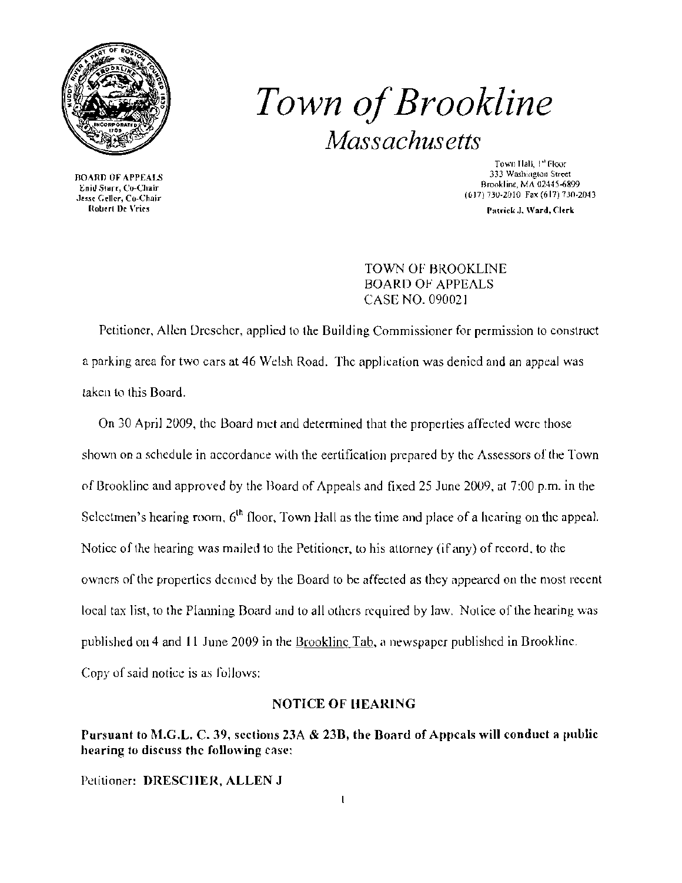# *Town of Brookline*

## *Massachusetts*

BOARD OF APPEALS
Enid Starr, Co-Chair
Jesse Geller, Co-Chair
Robert De Vries

Town Hall, 1st Floor
333 Washington Street
Brookline, MA 02445-6899
(617) 730-2010 Fax (617) 730-2043

Patrick J. Ward, Clerk

TOWN OF BROOKLINE
BOARD OF APPEALS
CASE NO. 090021

Petitioner, Allen Drescher, applied to the Building Commissioner for permission to construct a parking area for two cars at 46 Welsh Road. The application was denied and an appeal was taken to this Board.

On 30 April 2009, the Board met and determined that the properties affected were those shown on a schedule in accordance with the certification prepared by the Assessors of the Town of Brookline and approved by the Board of Appeals and fixed 25 June 2009, at 7:00 p.m. in the Selectmen's hearing room, 6th floor, Town Hall as the time and place of a hearing on the appeal. Notice of the hearing was mailed to the Petitioner, to his attorney (if any) of record, to the owners of the properties deemed by the Board to be affected as they appeared on the most recent local tax list, to the Planning Board and to all others required by law. Notice of the hearing was published on 4 and 11 June 2009 in the Brookline Tab, a newspaper published in Brookline. Copy of said notice is as follows:

### NOTICE OF HEARING

**Pursuant to M.G.L. C. 39, sections 23A & 23B, the Board of Appeals will conduct a public hearing to discuss the following case:**

Petitioner: **DRESCHER, ALLEN J**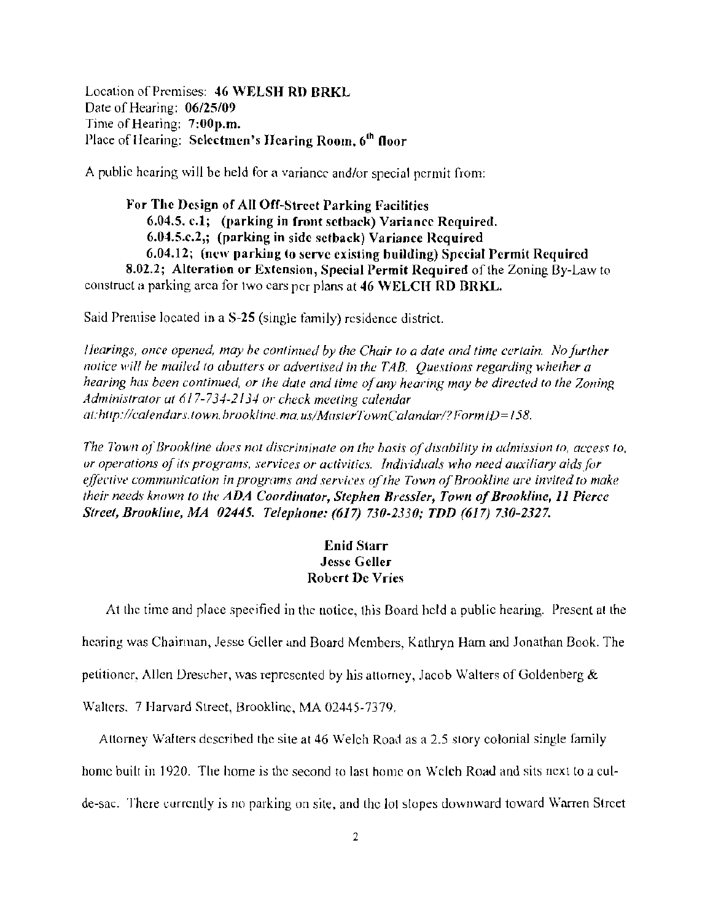Location of Premises: **46 WELSH RD BRKL**
Date of Hearing: **06/25/09**
Time of Hearing: **7:00p.m.**
Place of Hearing: **Selectmen's Hearing Room, 6th floor**

A public hearing will be held for a variance and/or special permit from:

**For The Design of All Off-Street Parking Facilities**
**6.04.5. c.1; (parking in front setback) Variance Required.**
**6.04.5.c.2,; (parking in side setback) Variance Required**
**6.04.12; (new parking to serve existing building) Special Permit Required**
**8.02.2; Alteration or Extension, Special Permit Required** of the Zoning By-Law to construct a parking area for two cars per plans at **46 WELCH RD BRKL.**

Said Premise located in a **S-25** (single family) residence district.

*Hearings, once opened, may be continued by the Chair to a date and time certain. No further notice will be mailed to abutters or advertised in the TAB. Questions regarding whether a hearing has been continued, or the date and time of any hearing may be directed to the Zoning Administrator at 617-734-2134 or check meeting calendar at:http://calendars.town.brookline.ma.us/MasterTownCalandar/?FormID=158.*

*The Town of Brookline does not discriminate on the basis of disability in admission to, access to, or operations of its programs, services or activities. Individuals who need auxiliary aids for effective communication in programs and services of the Town of Brookline are invited to make their needs known to the* ***ADA Coordinator, Stephen Bressler, Town of Brookline, 11 Pierce Street, Brookline, MA 02445. Telephone: (617) 730-2330; TDD (617) 730-2327.***

**Enid Starr**
**Jesse Geller**
**Robert De Vries**

At the time and place specified in the notice, this Board held a public hearing. Present at the hearing was Chairman, Jesse Geller and Board Members, Kathryn Ham and Jonathan Book. The petitioner, Allen Drescher, was represented by his attorney, Jacob Walters of Goldenberg & Walters, 7 Harvard Street, Brookline, MA 02445-7379.

Attorney Walters described the site at 46 Welch Road as a 2.5 story colonial single family home built in 1920. The home is the second to last home on Welch Road and sits next to a cul-de-sac. There currently is no parking on site, and the lot slopes downward toward Warren Street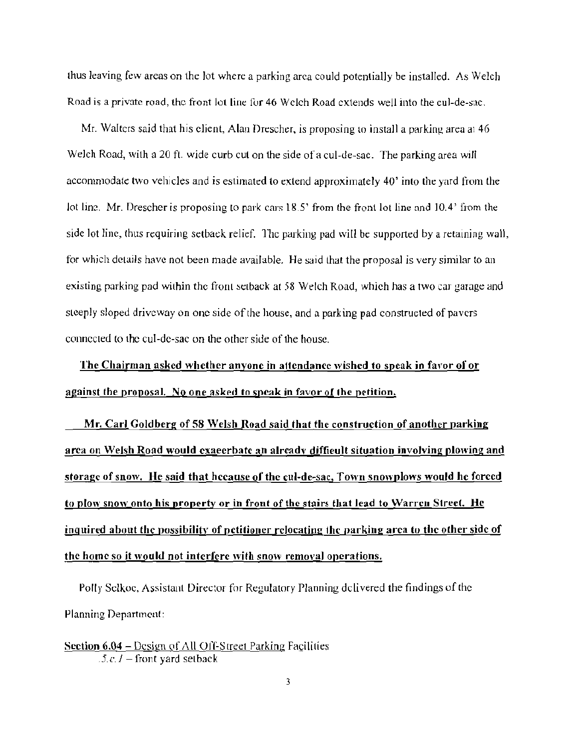thus leaving few areas on the lot where a parking area could potentially be installed. As Welch Road is a private road, the front lot line for 46 Welch Road extends well into the cul-de-sac.

Mr. Walters said that his client, Alan Drescher, is proposing to install a parking area at 46 Welch Road, with a 20 ft. wide curb cut on the side of a cul-de-sac. The parking area will accommodate two vehicles and is estimated to extend approximately 40' into the yard from the lot line. Mr. Drescher is proposing to park cars 18.5' from the front lot line and 10.4' from the side lot line, thus requiring setback relief. The parking pad will be supported by a retaining wall, for which details have not been made available. He said that the proposal is very similar to an existing parking pad within the front setback at 58 Welch Road, which has a two car garage and steeply sloped driveway on one side of the house, and a parking pad constructed of pavers connected to the cul-de-sac on the other side of the house.

**The Chairman asked whether anyone in attendance wished to speak in favor of or against the proposal. No one asked to speak in favor of the petition.**

**Mr. Carl Goldberg of 58 Welsh Road said that the construction of another parking area on Welsh Road would exacerbate an already difficult situation involving plowing and storage of snow. He said that because of the cul-de-sac, Town snowplows would be forced to plow snow onto his property or in front of the stairs that lead to Warren Street. He inquired about the possibility of petitioner relocating the parking area to the other side of the home so it would not interfere with snow removal operations.**

Polly Selkoe, Assistant Director for Regulatory Planning delivered the findings of the Planning Department:

**Section 6.04** – Design of All Off-Street Parking Facilities
*.5.c.1* – front yard setback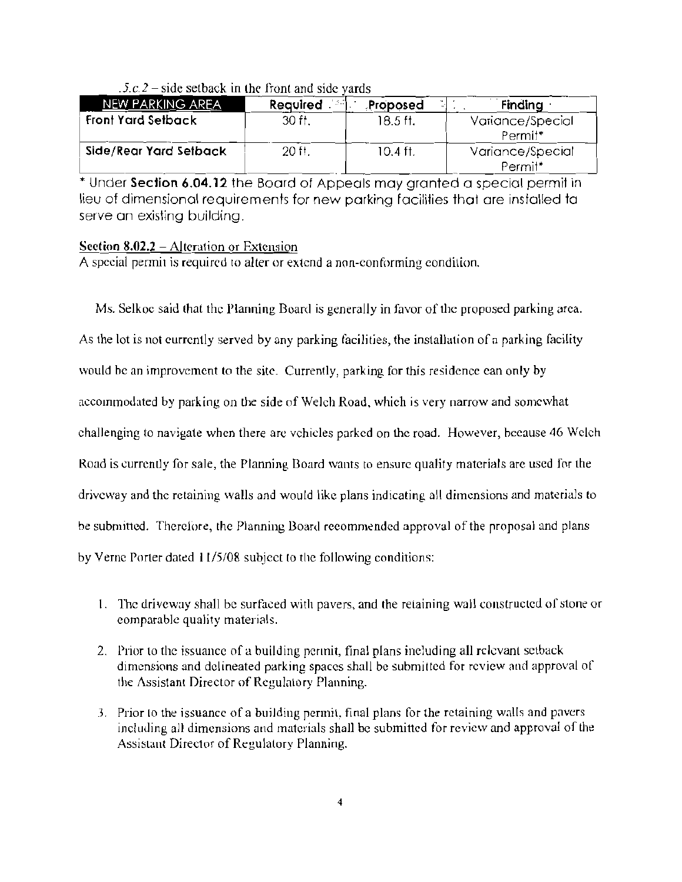*.5.c.2* – side setback in the front and side yards

| NEW PARKING AREA | Required | Proposed | Finding |
|---|---|---|---|
| **Front Yard Setback** | 30 ft. | 18.5 ft. | Variance/Special Permit* |
| **Side/Rear Yard Setback** | 20 ft. | 10.4 ft. | Variance/Special Permit* |

* Under **Section 6.04.12** the Board of Appeals may granted a special permit in lieu of dimensional requirements for new parking facilities that are installed to serve an existing building.

**Section 8.02.2** – Alteration or Extension
A special permit is required to alter or extend a non-conforming condition.

Ms. Selkoe said that the Planning Board is generally in favor of the proposed parking area. As the lot is not currently served by any parking facilities, the installation of a parking facility would be an improvement to the site. Currently, parking for this residence can only by accommodated by parking on the side of Welch Road, which is very narrow and somewhat challenging to navigate when there are vehicles parked on the road. However, because 46 Welch Road is currently for sale, the Planning Board wants to ensure quality materials are used for the driveway and the retaining walls and would like plans indicating all dimensions and materials to be submitted. Therefore, the Planning Board recommended approval of the proposal and plans by Verne Porter dated 11/5/08 subject to the following conditions:

1. The driveway shall be surfaced with pavers, and the retaining wall constructed of stone or comparable quality materials.

2. Prior to the issuance of a building permit, final plans including all relevant setback dimensions and delineated parking spaces shall be submitted for review and approval of the Assistant Director of Regulatory Planning.

3. Prior to the issuance of a building permit, final plans for the retaining walls and pavers including all dimensions and materials shall be submitted for review and approval of the Assistant Director of Regulatory Planning.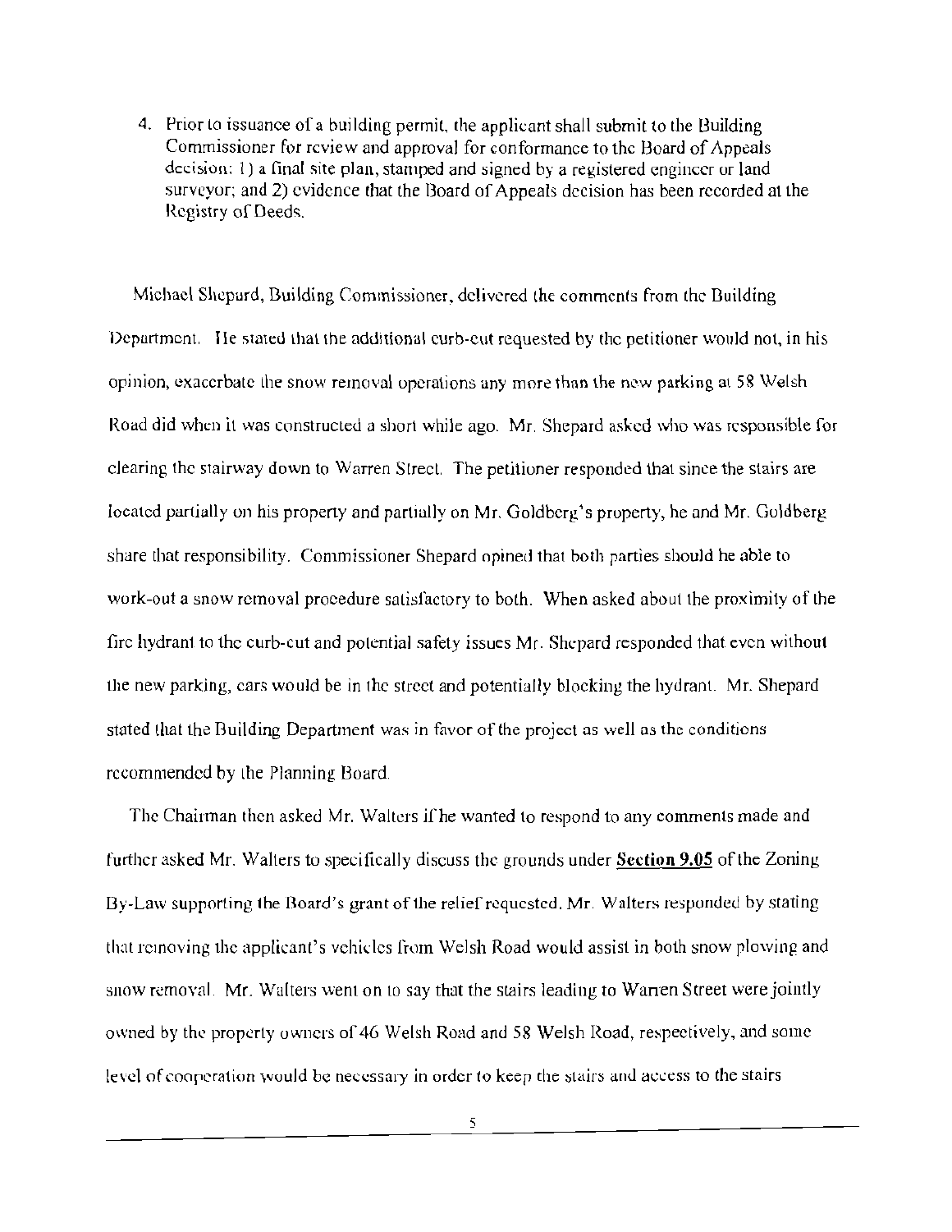4. Prior to issuance of a building permit, the applicant shall submit to the Building Commissioner for review and approval for conformance to the Board of Appeals decision: 1) a final site plan, stamped and signed by a registered engineer or land surveyor; and 2) evidence that the Board of Appeals decision has been recorded at the Registry of Deeds.

Michael Shepard, Building Commissioner, delivered the comments from the Building Department. He stated that the additional curb-cut requested by the petitioner would not, in his opinion, exacerbate the snow removal operations any more than the new parking at 58 Welsh Road did when it was constructed a short while ago. Mr. Shepard asked who was responsible for clearing the stairway down to Warren Street. The petitioner responded that since the stairs are located partially on his property and partially on Mr. Goldberg's property, he and Mr. Goldberg share that responsibility. Commissioner Shepard opined that both parties should be able to work-out a snow removal procedure satisfactory to both. When asked about the proximity of the fire hydrant to the curb-cut and potential safety issues Mr. Shepard responded that even without the new parking, cars would be in the street and potentially blocking the hydrant. Mr. Shepard stated that the Building Department was in favor of the project as well as the conditions recommended by the Planning Board.

The Chairman then asked Mr. Walters if he wanted to respond to any comments made and further asked Mr. Walters to specifically discuss the grounds under **Section 9.05** of the Zoning By-Law supporting the Board's grant of the relief requested. Mr. Walters responded by stating that removing the applicant's vehicles from Welsh Road would assist in both snow plowing and snow removal. Mr. Walters went on to say that the stairs leading to Warren Street were jointly owned by the property owners of 46 Welsh Road and 58 Welsh Road, respectively, and some level of cooperation would be necessary in order to keep the stairs and access to the stairs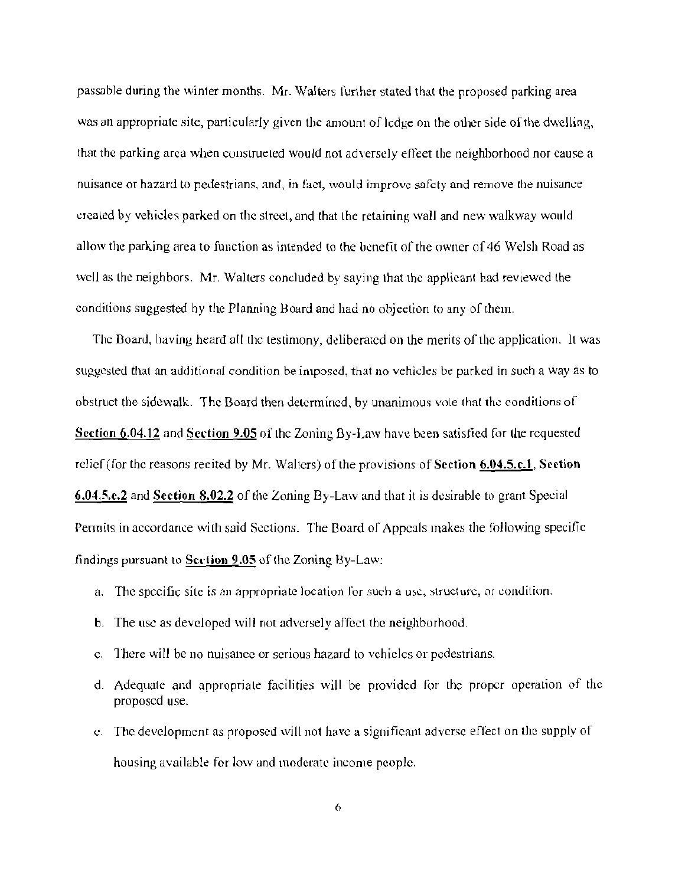passable during the winter months. Mr. Walters further stated that the proposed parking area was an appropriate site, particularly given the amount of ledge on the other side of the dwelling, that the parking area when constructed would not adversely effect the neighborhood nor cause a nuisance or hazard to pedestrians, and, in fact, would improve safety and remove the nuisance created by vehicles parked on the street, and that the retaining wall and new walkway would allow the parking area to function as intended to the benefit of the owner of 46 Welsh Road as well as the neighbors. Mr. Walters concluded by saying that the applicant had reviewed the conditions suggested by the Planning Board and had no objection to any of them.

The Board, having heard all the testimony, deliberated on the merits of the application. It was suggested that an additional condition be imposed, that no vehicles be parked in such a way as to obstruct the sidewalk. The Board then determined, by unanimous vote that the conditions of **<u>Section 6.04.12</u>** and **<u>Section 9.05</u>** of the Zoning By-Law have been satisfied for the requested relief (for the reasons recited by Mr. Walters) of the provisions of **Section <u>6.04.5.c.1</u>**, **Section <u>6.04.5.c.2</u>** and **<u>Section 8.02.2</u>** of the Zoning By-Law and that it is desirable to grant Special Permits in accordance with said Sections. The Board of Appeals makes the following specific findings pursuant to **<u>Section 9.05</u>** of the Zoning By-Law:

a. The specific site is an appropriate location for such a use, structure, or condition.

b. The use as developed will not adversely affect the neighborhood.

c. There will be no nuisance or serious hazard to vehicles or pedestrians.

d. Adequate and appropriate facilities will be provided for the proper operation of the proposed use.

e. The development as proposed will not have a significant adverse effect on the supply of housing available for low and moderate income people.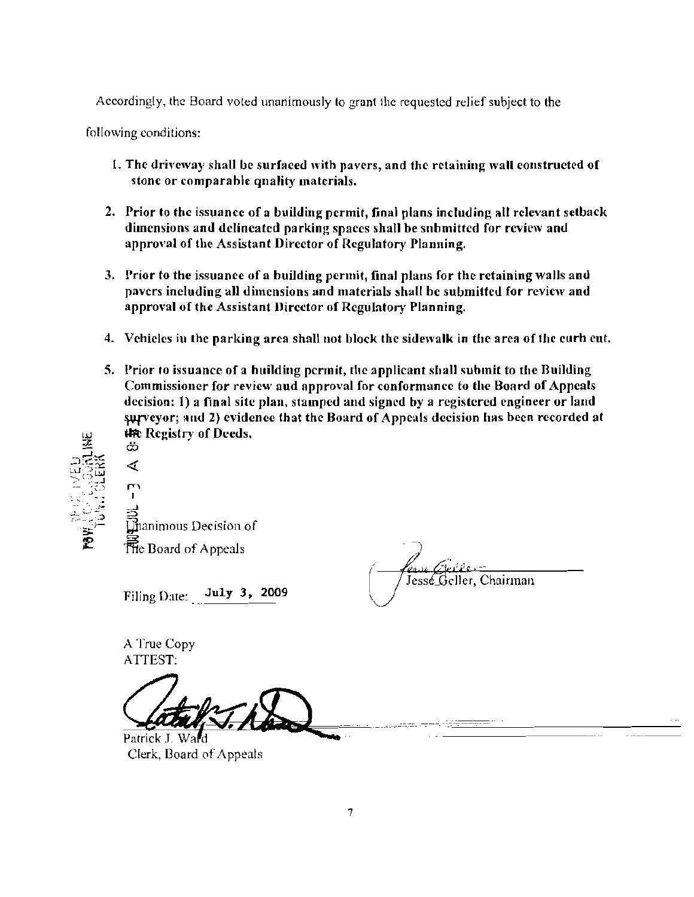Accordingly, the Board voted unanimously to grant the requested relief subject to the following conditions:

1. **The driveway shall be surfaced with pavers, and the retaining wall constructed of stone or comparable quality materials.**

2. **Prior to the issuance of a building permit, final plans including all relevant setback dimensions and delineated parking spaces shall be submitted for review and approval of the Assistant Director of Regulatory Planning.**

3. **Prior to the issuance of a building permit, final plans for the retaining walls and pavers including all dimensions and materials shall be submitted for review and approval of the Assistant Director of Regulatory Planning.**

4. **Vehicles in the parking area shall not block the sidewalk in the area of the curb cut.**

5. **Prior to issuance of a building permit, the applicant shall submit to the Building Commissioner for review and approval for conformance to the Board of Appeals decision: 1) a final site plan, stamped and signed by a registered engineer or land surveyor; and 2) evidence that the Board of Appeals decision has been recorded at the Registry of Deeds.**

RECEIVED
TOWN OF BROOKLINE
TOWN CLERK
2009 JUL -3 A 8:

Unanimous Decision of
The Board of Appeals

Jesse Geller, Chairman

Filing Date: July 3, 2009

A True Copy
ATTEST:

Patrick J. Ward
Clerk, Board of Appeals